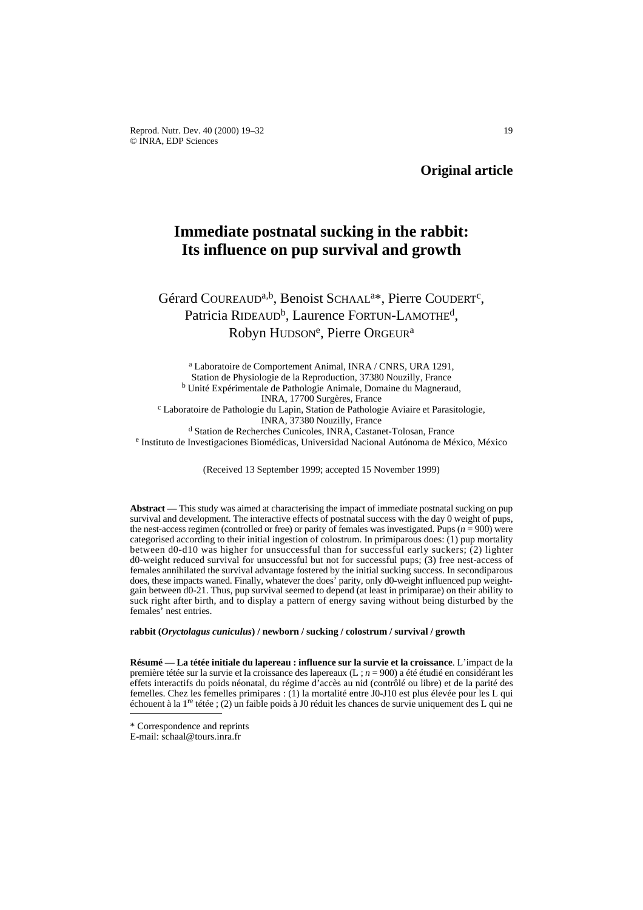**Original article**

# Immediate postnatal sucking in the rabbit: Its influence on pup survival and growth

Gérard COUREAUD[a,b], Benoist SCHAAL[a]*, Pierre COUDERT[c], Patricia RIDEAUD[b], Laurence FORTUN-LAMOTHE[d], Robyn HUDSON[e], Pierre ORGEUR[a]

[a] Laboratoire de Comportement Animal, INRA / CNRS, URA 1291, Station de Physiologie de la Reproduction, 37380 Nouzilly, France
[b] Unité Expérimentale de Pathologie Animale, Domaine du Magneraud, INRA, 17700 Surgères, France
[c] Laboratoire de Pathologie du Lapin, Station de Pathologie Aviaire et Parasitologie, INRA, 37380 Nouzilly, France
[d] Station de Recherches Cunicoles, INRA, Castanet-Tolosan, France
[e] Instituto de Investigaciones Biomédicas, Universidad Nacional Autónoma de México, México

(Received 13 September 1999; accepted 15 November 1999)

**Abstract** — This study was aimed at characterising the impact of immediate postnatal sucking on pup survival and development. The interactive effects of postnatal success with the day 0 weight of pups, the nest-access regimen (controlled or free) or parity of females was investigated. Pups ($n = 900$) were categorised according to their initial ingestion of colostrum. In primiparous does: (1) pup mortality between d0-d10 was higher for unsuccessful than for successful early suckers; (2) lighter d0-weight reduced survival for unsuccessful but not for successful pups; (3) free nest-access of females annihilated the survival advantage fostered by the initial sucking success. In secondiparous does, these impacts waned. Finally, whatever the does' parity, only d0-weight influenced pup weight-gain between d0-21. Thus, pup survival seemed to depend (at least in primiparae) on their ability to suck right after birth, and to display a pattern of energy saving without being disturbed by the females' nest entries.

**rabbit (*Oryctolagus cuniculus*) / newborn / sucking / colostrum / survival / growth**

**Résumé** — **La tétée initiale du lapereau : influence sur la survie et la croissance**. L'impact de la première tétée sur la survie et la croissance des lapereaux (L ; $n = 900$) a été étudié en considérant les effets interactifs du poids néonatal, du régime d'accès au nid (contrôlé ou libre) et de la parité des femelles. Chez les femelles primipares : (1) la mortalité entre J0-J10 est plus élevée pour les L qui échouent à la 1re tétée ; (2) un faible poids à J0 réduit les chances de survie uniquement des L qui ne

---

\* Correspondence and reprints
E-mail: schaal@tours.inra.fr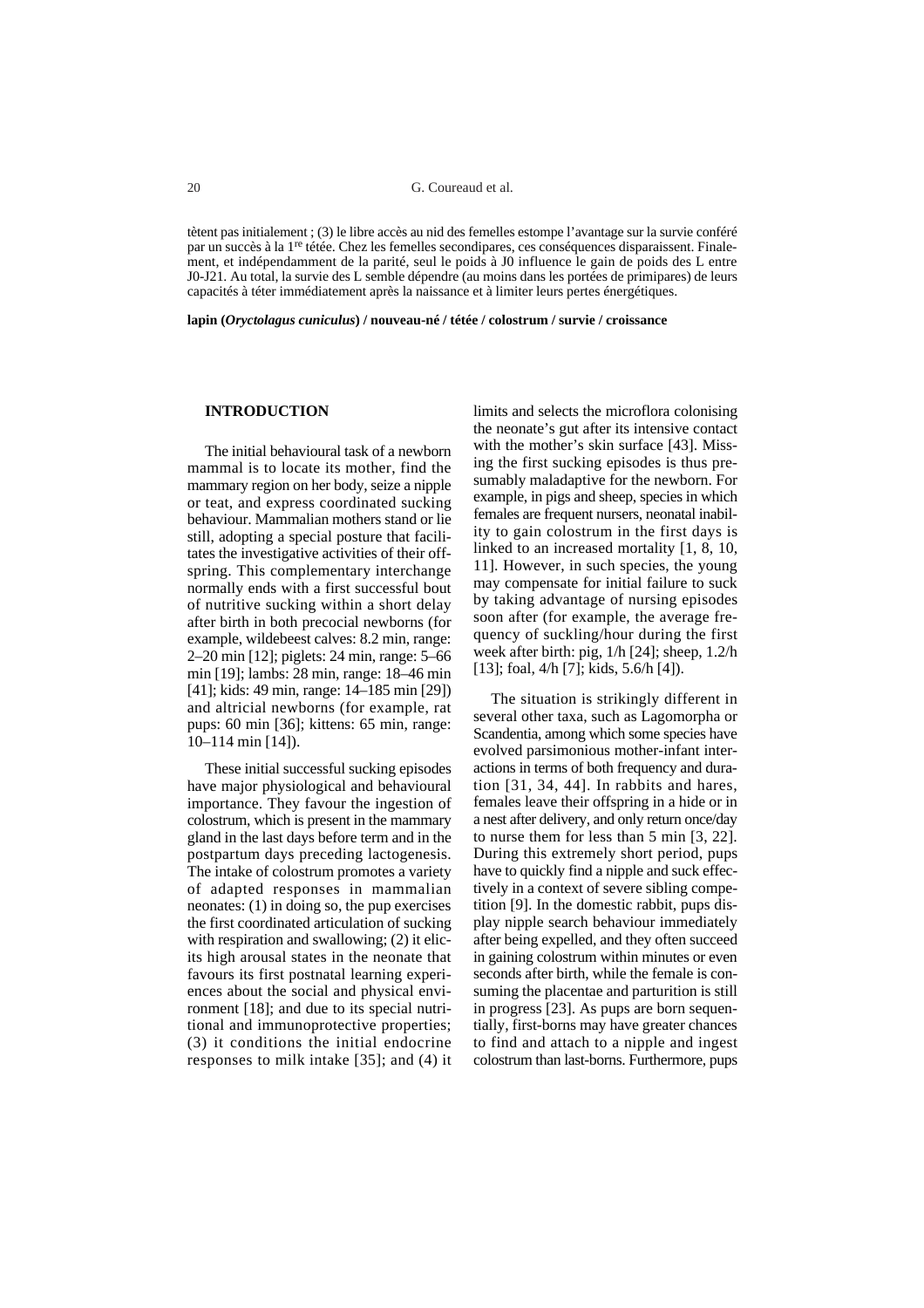tètent pas initialement ; (3) le libre accès au nid des femelles estompe l'avantage sur la survie conféré par un succès à la 1re tétée. Chez les femelles secondipares, ces conséquences disparaissent. Finalement, et indépendamment de la parité, seul le poids à J0 influence le gain de poids des L entre J0-J21. Au total, la survie des L semble dépendre (au moins dans les portées de primipares) de leurs capacités à téter immédiatement après la naissance et à limiter leurs pertes énergétiques.

**lapin (*Oryctolagus cuniculus*) / nouveau-né / tétée / colostrum / survie / croissance**

## INTRODUCTION

The initial behavioural task of a newborn mammal is to locate its mother, find the mammary region on her body, seize a nipple or teat, and express coordinated sucking behaviour. Mammalian mothers stand or lie still, adopting a special posture that facilitates the investigative activities of their offspring. This complementary interchange normally ends with a first successful bout of nutritive sucking within a short delay after birth in both precocial newborns (for example, wildebeest calves: 8.2 min, range: 2–20 min [12]; piglets: 24 min, range: 5–66 min [19]; lambs: 28 min, range: 18–46 min [41]; kids: 49 min, range: 14–185 min [29]) and altricial newborns (for example, rat pups: 60 min [36]; kittens: 65 min, range: 10–114 min [14]).

These initial successful sucking episodes have major physiological and behavioural importance. They favour the ingestion of colostrum, which is present in the mammary gland in the last days before term and in the postpartum days preceding lactogenesis. The intake of colostrum promotes a variety of adapted responses in mammalian neonates: (1) in doing so, the pup exercises the first coordinated articulation of sucking with respiration and swallowing; (2) it elicits high arousal states in the neonate that favours its first postnatal learning experiences about the social and physical environment [18]; and due to its special nutritional and immunoprotective properties; (3) it conditions the initial endocrine responses to milk intake [35]; and (4) it limits and selects the microflora colonising the neonate's gut after its intensive contact with the mother's skin surface [43]. Missing the first sucking episodes is thus presumably maladaptive for the newborn. For example, in pigs and sheep, species in which females are frequent nursers, neonatal inability to gain colostrum in the first days is linked to an increased mortality [1, 8, 10, 11]. However, in such species, the young may compensate for initial failure to suck by taking advantage of nursing episodes soon after (for example, the average frequency of suckling/hour during the first week after birth: pig, 1/h [24]; sheep, 1.2/h [13]; foal, 4/h [7]; kids, 5.6/h [4]).

The situation is strikingly different in several other taxa, such as Lagomorpha or Scandentia, among which some species have evolved parsimonious mother-infant interactions in terms of both frequency and duration [31, 34, 44]. In rabbits and hares, females leave their offspring in a hide or in a nest after delivery, and only return once/day to nurse them for less than 5 min [3, 22]. During this extremely short period, pups have to quickly find a nipple and suck effectively in a context of severe sibling competition [9]. In the domestic rabbit, pups display nipple search behaviour immediately after being expelled, and they often succeed in gaining colostrum within minutes or even seconds after birth, while the female is consuming the placentae and parturition is still in progress [23]. As pups are born sequentially, first-borns may have greater chances to find and attach to a nipple and ingest colostrum than last-borns. Furthermore, pups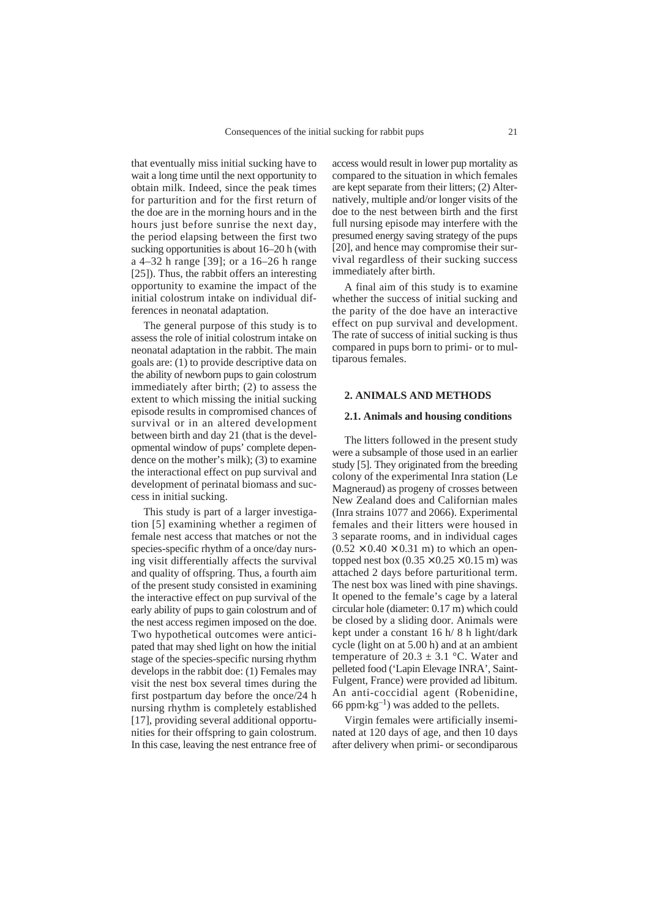that eventually miss initial sucking have to wait a long time until the next opportunity to obtain milk. Indeed, since the peak times for parturition and for the first return of the doe are in the morning hours and in the hours just before sunrise the next day, the period elapsing between the first two sucking opportunities is about 16–20 h (with a 4–32 h range [39]; or a 16–26 h range [25]). Thus, the rabbit offers an interesting opportunity to examine the impact of the initial colostrum intake on individual differences in neonatal adaptation.

The general purpose of this study is to assess the role of initial colostrum intake on neonatal adaptation in the rabbit. The main goals are: (1) to provide descriptive data on the ability of newborn pups to gain colostrum immediately after birth; (2) to assess the extent to which missing the initial sucking episode results in compromised chances of survival or in an altered development between birth and day 21 (that is the developmental window of pups' complete dependence on the mother's milk); (3) to examine the interactional effect on pup survival and development of perinatal biomass and success in initial sucking.

This study is part of a larger investigation [5] examining whether a regimen of female nest access that matches or not the species-specific rhythm of a once/day nursing visit differentially affects the survival and quality of offspring. Thus, a fourth aim of the present study consisted in examining the interactive effect on pup survival of the early ability of pups to gain colostrum and of the nest access regimen imposed on the doe. Two hypothetical outcomes were anticipated that may shed light on how the initial stage of the species-specific nursing rhythm develops in the rabbit doe: (1) Females may visit the nest box several times during the first postpartum day before the once/24 h nursing rhythm is completely established [17], providing several additional opportunities for their offspring to gain colostrum. In this case, leaving the nest entrance free of access would result in lower pup mortality as compared to the situation in which females are kept separate from their litters; (2) Alternatively, multiple and/or longer visits of the doe to the nest between birth and the first full nursing episode may interfere with the presumed energy saving strategy of the pups [20], and hence may compromise their survival regardless of their sucking success immediately after birth.

A final aim of this study is to examine whether the success of initial sucking and the parity of the doe have an interactive effect on pup survival and development. The rate of success of initial sucking is thus compared in pups born to primi- or to multiparous females.

## 2. ANIMALS AND METHODS

### 2.1. Animals and housing conditions

The litters followed in the present study were a subsample of those used in an earlier study [5]. They originated from the breeding colony of the experimental Inra station (Le Magneraud) as progeny of crosses between New Zealand does and Californian males (Inra strains 1077 and 2066). Experimental females and their litters were housed in 3 separate rooms, and in individual cages ($0.52 \times 0.40 \times 0.31$ m) to which an open-topped nest box ($0.35 \times 0.25 \times 0.15$ m) was attached 2 days before parturitional term. The nest box was lined with pine shavings. It opened to the female's cage by a lateral circular hole (diameter: 0.17 m) which could be closed by a sliding door. Animals were kept under a constant 16 h/ 8 h light/dark cycle (light on at 5.00 h) and at an ambient temperature of $20.3 \pm 3.1$ °C. Water and pelleted food ('Lapin Elevage INRA', Saint-Fulgent, France) were provided ad libitum. An anti-coccidial agent (Robenidine, 66 $ppm \cdot kg^{-1}$) was added to the pellets.

Virgin females were artificially inseminated at 120 days of age, and then 10 days after delivery when primi- or secondiparous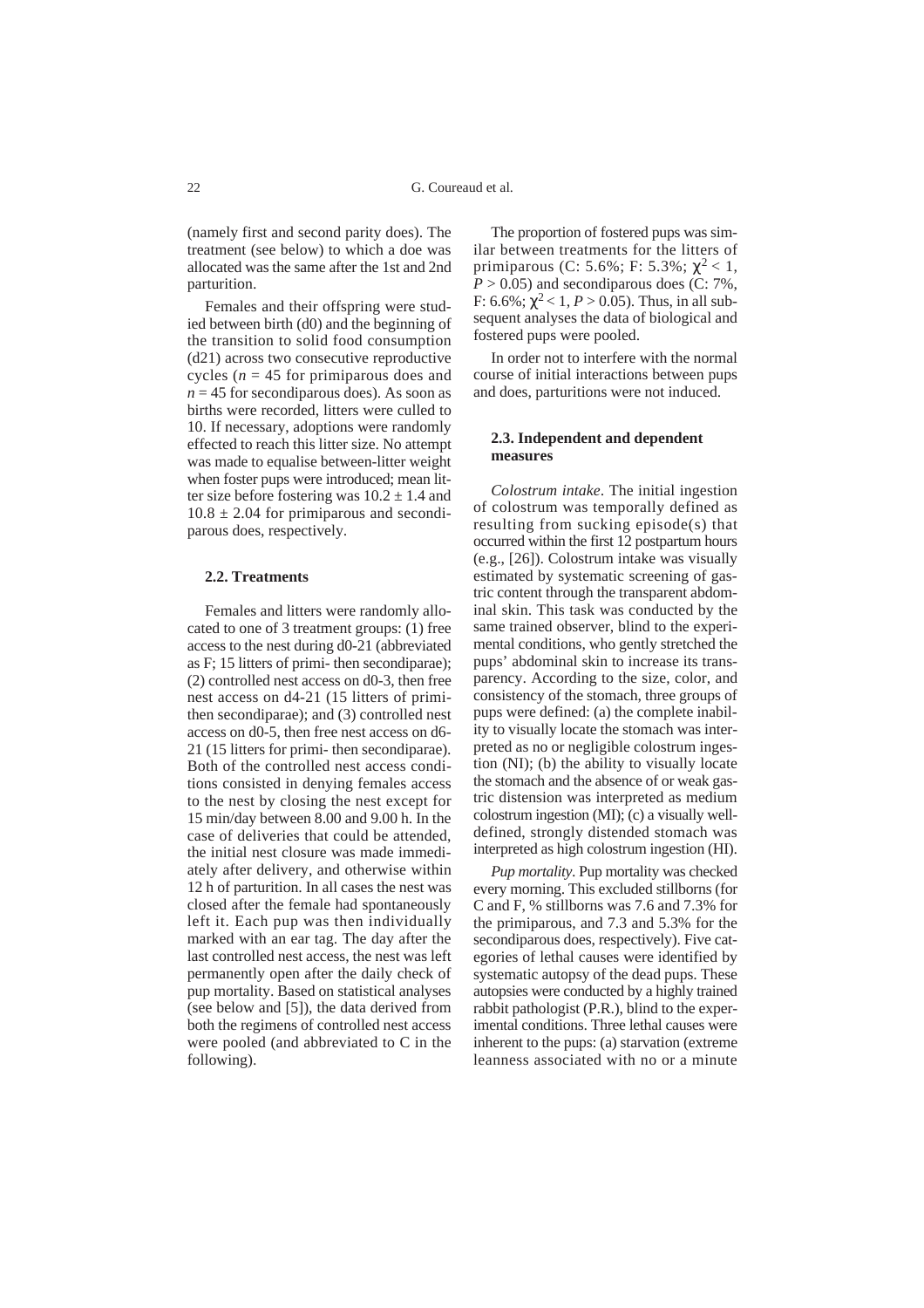(namely first and second parity does). The treatment (see below) to which a doe was allocated was the same after the 1st and 2nd parturition.

Females and their offspring were studied between birth (d0) and the beginning of the transition to solid food consumption (d21) across two consecutive reproductive cycles ($n = 45$ for primiparous does and $n = 45$ for secondiparous does). As soon as births were recorded, litters were culled to 10. If necessary, adoptions were randomly effected to reach this litter size. No attempt was made to equalise between-litter weight when foster pups were introduced; mean litter size before fostering was $10.2 \pm 1.4$ and $10.8 \pm 2.04$ for primiparous and secondiparous does, respectively.

### 2.2. Treatments

Females and litters were randomly allocated to one of 3 treatment groups: (1) free access to the nest during d0-21 (abbreviated as F; 15 litters of primi- then secondiparae); (2) controlled nest access on d0-3, then free nest access on d4-21 (15 litters of primi- then secondiparae); and (3) controlled nest access on d0-5, then free nest access on d6-21 (15 litters for primi- then secondiparae). Both of the controlled nest access conditions consisted in denying females access to the nest by closing the nest except for 15 min/day between 8.00 and 9.00 h. In the case of deliveries that could be attended, the initial nest closure was made immediately after delivery, and otherwise within 12 h of parturition. In all cases the nest was closed after the female had spontaneously left it. Each pup was then individually marked with an ear tag. The day after the last controlled nest access, the nest was left permanently open after the daily check of pup mortality. Based on statistical analyses (see below and [5]), the data derived from both the regimens of controlled nest access were pooled (and abbreviated to C in the following).

The proportion of fostered pups was similar between treatments for the litters of primiparous (C: 5.6%; F: 5.3%; $\chi^2 < 1$, $P > 0.05$) and secondiparous does (C: 7%, F: 6.6%; $\chi^2 < 1$, $P > 0.05$). Thus, in all subsequent analyses the data of biological and fostered pups were pooled.

In order not to interfere with the normal course of initial interactions between pups and does, parturitions were not induced.

### 2.3. Independent and dependent measures

*Colostrum intake*. The initial ingestion of colostrum was temporally defined as resulting from sucking episode(s) that occurred within the first 12 postpartum hours (e.g., [26]). Colostrum intake was visually estimated by systematic screening of gastric content through the transparent abdominal skin. This task was conducted by the same trained observer, blind to the experimental conditions, who gently stretched the pups' abdominal skin to increase its transparency. According to the size, color, and consistency of the stomach, three groups of pups were defined: (a) the complete inability to visually locate the stomach was interpreted as no or negligible colostrum ingestion (NI); (b) the ability to visually locate the stomach and the absence of or weak gastric distension was interpreted as medium colostrum ingestion (MI); (c) a visually well-defined, strongly distended stomach was interpreted as high colostrum ingestion (HI).

*Pup mortality*. Pup mortality was checked every morning. This excluded stillborns (for C and F, % stillborns was 7.6 and 7.3% for the primiparous, and 7.3 and 5.3% for the secondiparous does, respectively). Five categories of lethal causes were identified by systematic autopsy of the dead pups. These autopsies were conducted by a highly trained rabbit pathologist (P.R.), blind to the experimental conditions. Three lethal causes were inherent to the pups: (a) starvation (extreme leanness associated with no or a minute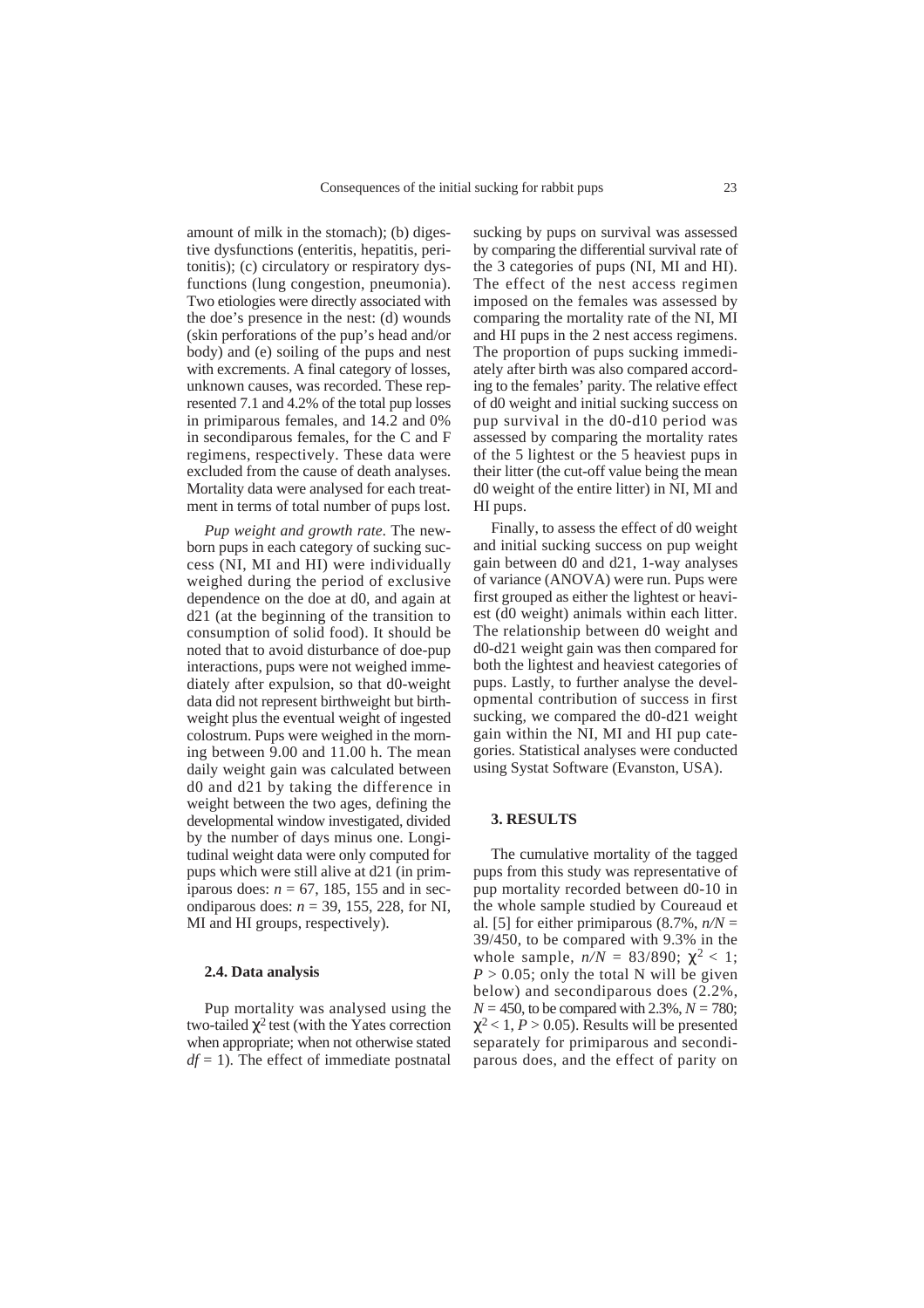amount of milk in the stomach); (b) digestive dysfunctions (enteritis, hepatitis, peritonitis); (c) circulatory or respiratory dysfunctions (lung congestion, pneumonia). Two etiologies were directly associated with the doe's presence in the nest: (d) wounds (skin perforations of the pup's head and/or body) and (e) soiling of the pups and nest with excrements. A final category of losses, unknown causes, was recorded. These represented 7.1 and 4.2% of the total pup losses in primiparous females, and 14.2 and 0% in secondiparous females, for the C and F regimens, respectively. These data were excluded from the cause of death analyses. Mortality data were analysed for each treatment in terms of total number of pups lost.

*Pup weight and growth rate.* The newborn pups in each category of sucking success (NI, MI and HI) were individually weighed during the period of exclusive dependence on the doe at d0, and again at d21 (at the beginning of the transition to consumption of solid food). It should be noted that to avoid disturbance of doe-pup interactions, pups were not weighed immediately after expulsion, so that d0-weight data did not represent birthweight but birthweight plus the eventual weight of ingested colostrum. Pups were weighed in the morning between 9.00 and 11.00 h. The mean daily weight gain was calculated between d0 and d21 by taking the difference in weight between the two ages, defining the developmental window investigated, divided by the number of days minus one. Longitudinal weight data were only computed for pups which were still alive at d21 (in primiparous does: $n$ = 67, 185, 155 and in secondiparous does: $n$ = 39, 155, 228, for NI, MI and HI groups, respectively).

### 2.4. Data analysis

Pup mortality was analysed using the two-tailed $\chi^2$ test (with the Yates correction when appropriate; when not otherwise stated $df = 1$). The effect of immediate postnatal sucking by pups on survival was assessed by comparing the differential survival rate of the 3 categories of pups (NI, MI and HI). The effect of the nest access regimen imposed on the females was assessed by comparing the mortality rate of the NI, MI and HI pups in the 2 nest access regimens. The proportion of pups sucking immediately after birth was also compared according to the females' parity. The relative effect of d0 weight and initial sucking success on pup survival in the d0-d10 period was assessed by comparing the mortality rates of the 5 lightest or the 5 heaviest pups in their litter (the cut-off value being the mean d0 weight of the entire litter) in NI, MI and HI pups.

Finally, to assess the effect of d0 weight and initial sucking success on pup weight gain between d0 and d21, 1-way analyses of variance (ANOVA) were run. Pups were first grouped as either the lightest or heaviest (d0 weight) animals within each litter. The relationship between d0 weight and d0-d21 weight gain was then compared for both the lightest and heaviest categories of pups. Lastly, to further analyse the developmental contribution of success in first sucking, we compared the d0-d21 weight gain within the NI, MI and HI pup categories. Statistical analyses were conducted using Systat Software (Evanston, USA).

## 3. RESULTS

The cumulative mortality of the tagged pups from this study was representative of pup mortality recorded between d0-10 in the whole sample studied by Coureaud et al. [5] for either primiparous (8.7%, $n/N$ = 39/450, to be compared with 9.3% in the whole sample, $n/N$ = 83/890; $\chi^2 < 1$; $P > 0.05$; only the total N will be given below) and secondiparous does (2.2%, $N$ = 450, to be compared with 2.3%, $N$ = 780; $\chi^2 < 1$, $P > 0.05$). Results will be presented separately for primiparous and secondiparous does, and the effect of parity on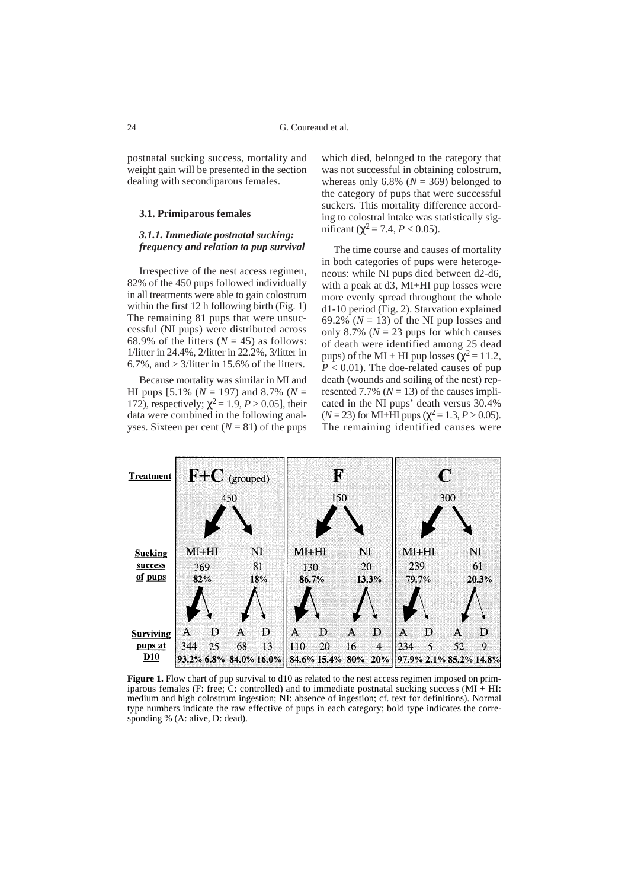postnatal sucking success, mortality and weight gain will be presented in the section dealing with secondiparous females.

### 3.1. Primiparous females

#### *3.1.1. Immediate postnatal sucking: frequency and relation to pup survival*

Irrespective of the nest access regimen, 82% of the 450 pups followed individually in all treatments were able to gain colostrum within the first 12 h following birth (Fig. 1) The remaining 81 pups that were unsuccessful (NI pups) were distributed across 68.9% of the litters ($N = 45$) as follows: 1/litter in 24.4%, 2/litter in 22.2%, 3/litter in 6.7%, and > 3/litter in 15.6% of the litters.

Because mortality was similar in MI and HI pups [5.1% ($N = 197$) and 8.7% ($N = 172$), respectively; $\chi^2 = 1.9$, $P > 0.05$], their data were combined in the following analyses. Sixteen per cent ($N = 81$) of the pups which died, belonged to the category that was not successful in obtaining colostrum, whereas only 6.8% ($N = 369$) belonged to the category of pups that were successful suckers. This mortality difference according to colostral intake was statistically significant ($\chi^2 = 7.4$, $P < 0.05$).

The time course and causes of mortality in both categories of pups were heterogeneous: while NI pups died between d2-d6, with a peak at d3, MI+HI pup losses were more evenly spread throughout the whole d1-10 period (Fig. 2). Starvation explained 69.2% ($N = 13$) of the NI pup losses and only 8.7% ($N = 23$ pups for which causes of death were identified among 25 dead pups) of the MI + HI pup losses ($\chi^2 = 11.2$, $P < 0.01$). The doe-related causes of pup death (wounds and soiling of the nest) represented 7.7% ($N = 13$) of the causes implicated in the NI pups' death versus 30.4% ($N = 23$) for MI+HI pups ($\chi^2 = 1.3$, $P > 0.05$). The remaining identified causes were

| Treatment | F+C (grouped) | | | | F | | | | C | | | |
|---|---|---|---|---|---|---|---|---|---|---|---|---|
| | 450 | | | | 150 | | | | 300 | | | |
| **Sucking success of pups** | MI+HI | | NI | | MI+HI | | NI | | MI+HI | | NI | |
| | 369 | | 81 | | 130 | | 20 | | 239 | | 61 | |
| | **82%** | | **18%** | | **86.7%** | | **13.3%** | | **79.7%** | | **20.3%** | |
| **Surviving pups at D10** | A | D | A | D | A | D | A | D | A | D | A | D |
| | 344 | 25 | 68 | 13 | 110 | 20 | 16 | 4 | 234 | 5 | 52 | 9 |
| | **93.2%** | **6.8%** | **84.0%** | **16.0%** | **84.6%** | **15.4%** | **80%** | **20%** | **97.9%** | **2.1%** | **85.2%** | **14.8%** |

**Figure 1.** Flow chart of pup survival to d10 as related to the nest access regimen imposed on primiparous females (F: free; C: controlled) and to immediate postnatal sucking success (MI + HI: medium and high colostrum ingestion; NI: absence of ingestion; cf. text for definitions). Normal type numbers indicate the raw effective of pups in each category; bold type indicates the corresponding % (A: alive, D: dead).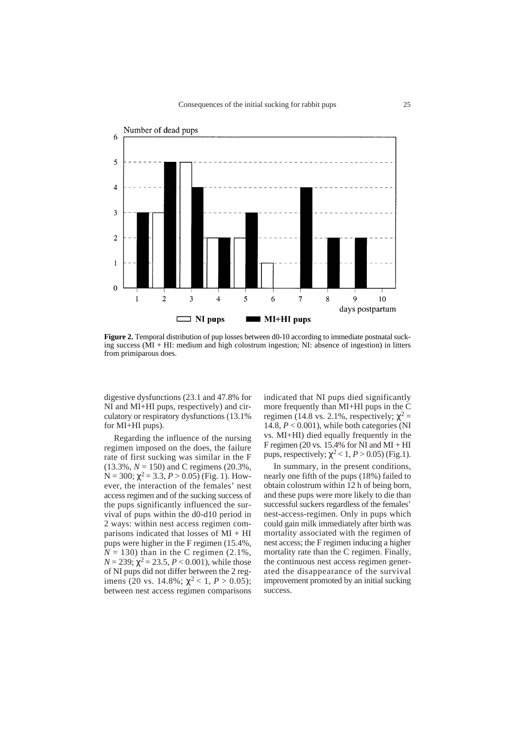Number of dead pups

**Figure 2.** Temporal distribution of pup losses between d0-10 according to immediate postnatal sucking success (MI + HI: medium and high colostrum ingestion; NI: absence of ingestion) in litters from primiparous does.

digestive dysfunctions (23.1 and 47.8% for NI and MI+HI pups, respectively) and circulatory or respiratory dysfunctions (13.1% for MI+HI pups).

Regarding the influence of the nursing regimen imposed on the does, the failure rate of first sucking was similar in the F (13.3%, $N = 150$) and C regimens (20.3%, $N = 300$; $\chi^2 = 3.3$, $P > 0.05$) (Fig. 1). However, the interaction of the females' nest access regimen and of the sucking success of the pups significantly influenced the survival of pups within the d0-d10 period in 2 ways: within nest access regimen comparisons indicated that losses of MI + HI pups were higher in the F regimen (15.4%, $N = 130$) than in the C regimen (2.1%, $N = 239$; $\chi^2 = 23.5$, $P < 0.001$), while those of NI pups did not differ between the 2 regimens (20 vs. 14.8%; $\chi^2 < 1$, $P > 0.05$); between nest access regimen comparisons indicated that NI pups died significantly more frequently than MI+HI pups in the C regimen (14.8 vs. 2.1%, respectively; $\chi^2 = 14.8$, $P < 0.001$), while both categories (NI vs. MI+HI) died equally frequently in the F regimen (20 vs. 15.4% for NI and MI + HI pups, respectively; $\chi^2 < 1$, $P > 0.05$) (Fig.1).

In summary, in the present conditions, nearly one fifth of the pups (18%) failed to obtain colostrum within 12 h of being born, and these pups were more likely to die than successful suckers regardless of the females' nest-access-regimen. Only in pups which could gain milk immediately after birth was mortality associated with the regimen of nest access; the F regimen inducing a higher mortality rate than the C regimen. Finally, the continuous nest access regimen generated the disappearance of the survival improvement promoted by an initial sucking success.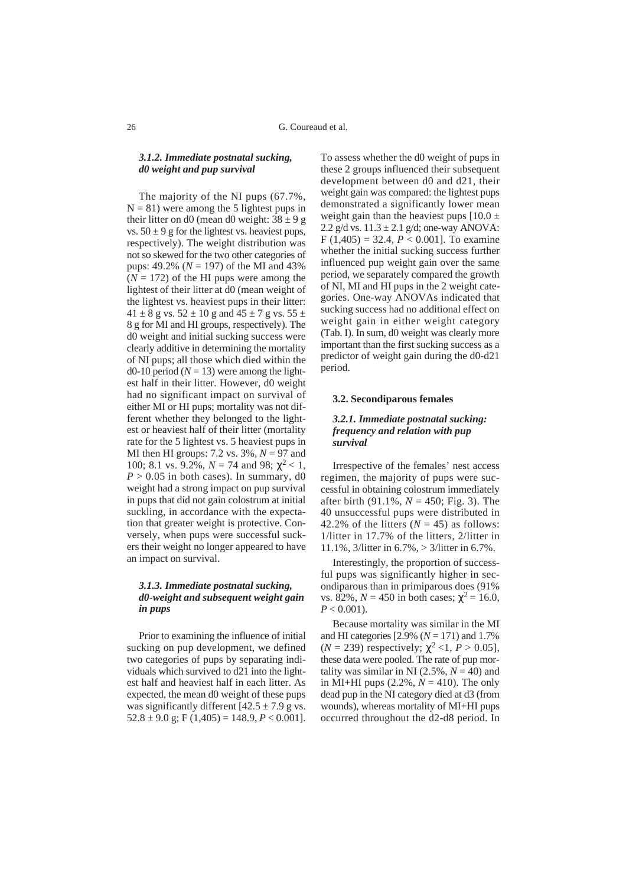### 3.1.2. Immediate postnatal sucking, d0 weight and pup survival

The majority of the NI pups (67.7%, $N = 81$) were among the 5 lightest pups in their litter on d0 (mean d0 weight: $38 \pm 9$ g vs. $50 \pm 9$ g for the lightest vs. heaviest pups, respectively). The weight distribution was not so skewed for the two other categories of pups: 49.2% ($N = 197$) of the MI and 43% ($N = 172$) of the HI pups were among the lightest of their litter at d0 (mean weight of the lightest vs. heaviest pups in their litter: $41 \pm 8$ g vs. $52 \pm 10$ g and $45 \pm 7$ g vs. $55 \pm 8$ g for MI and HI groups, respectively). The d0 weight and initial sucking success were clearly additive in determining the mortality of NI pups; all those which died within the d0-10 period ($N = 13$) were among the lightest half in their litter. However, d0 weight had no significant impact on survival of either MI or HI pups; mortality was not different whether they belonged to the lightest or heaviest half of their litter (mortality rate for the 5 lightest vs. 5 heaviest pups in MI then HI groups: 7.2 vs. 3%, $N = 97$ and 100; 8.1 vs. 9.2%, $N = 74$ and 98; $\chi^2 < 1$, $P > 0.05$ in both cases). In summary, d0 weight had a strong impact on pup survival in pups that did not gain colostrum at initial suckling, in accordance with the expectation that greater weight is protective. Conversely, when pups were successful suckers their weight no longer appeared to have an impact on survival.

### 3.1.3. Immediate postnatal sucking, d0-weight and subsequent weight gain in pups

Prior to examining the influence of initial sucking on pup development, we defined two categories of pups by separating individuals which survived to d21 into the lightest half and heaviest half in each litter. As expected, the mean d0 weight of these pups was significantly different [$42.5 \pm 7.9$ g vs. $52.8 \pm 9.0$ g; $F(1,405) = 148.9$, $P < 0.001$]. To assess whether the d0 weight of pups in these 2 groups influenced their subsequent development between d0 and d21, their weight gain was compared: the lightest pups demonstrated a significantly lower mean weight gain than the heaviest pups [$10.0 \pm 2.2$ g/d vs. $11.3 \pm 2.1$ g/d; one-way ANOVA: $F(1,405) = 32.4$, $P < 0.001$]. To examine whether the initial sucking success further influenced pup weight gain over the same period, we separately compared the growth of NI, MI and HI pups in the 2 weight categories. One-way ANOVAs indicated that sucking success had no additional effect on weight gain in either weight category (Tab. I). In sum, d0 weight was clearly more important than the first sucking success as a predictor of weight gain during the d0-d21 period.

## 3.2. Secondiparous females

### 3.2.1. Immediate postnatal sucking: frequency and relation with pup survival

Irrespective of the females' nest access regimen, the majority of pups were successful in obtaining colostrum immediately after birth (91.1%, $N = 450$; Fig. 3). The 40 unsuccessful pups were distributed in 42.2% of the litters ($N = 45$) as follows: 1/litter in 17.7% of the litters, 2/litter in 11.1%, 3/litter in 6.7%, > 3/litter in 6.7%.

Interestingly, the proportion of successful pups was significantly higher in secondiparous than in primiparous does (91% vs. 82%, $N = 450$ in both cases; $\chi^2 = 16.0$, $P < 0.001$).

Because mortality was similar in the MI and HI categories [2.9% ($N = 171$) and 1.7% ($N = 239$) respectively; $\chi^2 < 1$, $P > 0.05$], these data were pooled. The rate of pup mortality was similar in NI (2.5%, $N = 40$) and in MI+HI pups (2.2%, $N = 410$). The only dead pup in the NI category died at d3 (from wounds), whereas mortality of MI+HI pups occurred throughout the d2-d8 period. In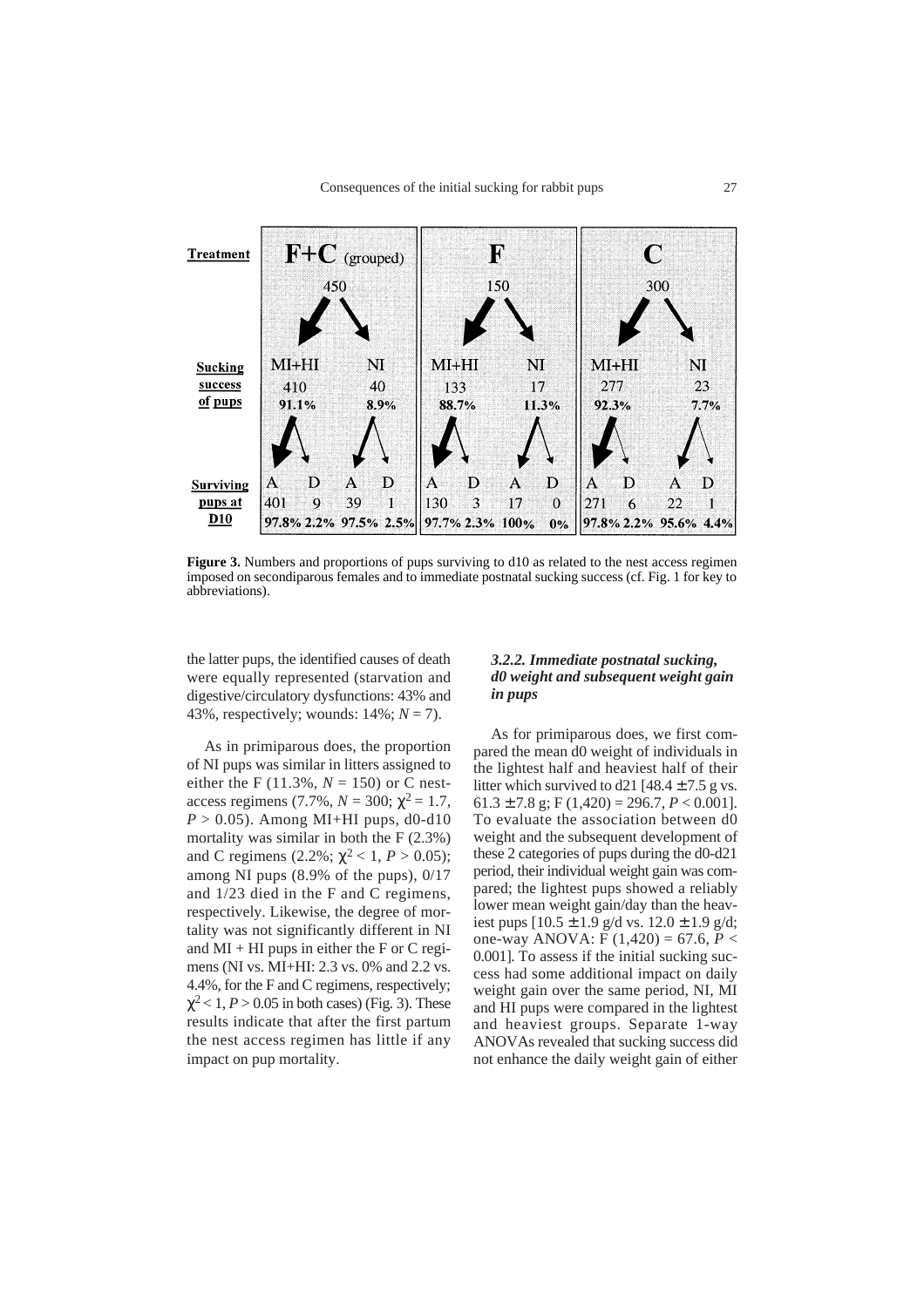| Treatment | F+C (grouped) | | | | F | | | | C | | | |
|---|---|---|---|---|---|---|---|---|---|---|---|---|
| | 450 | | | | 150 | | | | 300 | | | |
| **Sucking success of pups** | MI+HI | | NI | | MI+HI | | NI | | MI+HI | | NI | |
| | 410 | | 40 | | 133 | | 17 | | 277 | | 23 | |
| | 91.1% | | 8.9% | | 88.7% | | 11.3% | | 92.3% | | 7.7% | |
| **Surviving pups at D10** | A | D | A | D | A | D | A | D | A | D | A | D |
| | 401 | 9 | 39 | 1 | 130 | 3 | 17 | 0 | 271 | 6 | 22 | 1 |
| | 97.8% | 2.2% | 97.5% | 2.5% | 97.7% | 2.3% | 100% | 0% | 97.8% | 2.2% | 95.6% | 4.4% |

**Figure 3.** Numbers and proportions of pups surviving to d10 as related to the nest access regimen imposed on secondiparous females and to immediate postnatal sucking success (cf. Fig. 1 for key to abbreviations).

the latter pups, the identified causes of death were equally represented (starvation and digestive/circulatory dysfunctions: 43% and 43%, respectively; wounds: 14%; $N = 7$).

As in primiparous does, the proportion of NI pups was similar in litters assigned to either the F (11.3%, $N = 150$) or C nest-access regimens (7.7%, $N = 300$; $\chi^2 = 1.7$, $P > 0.05$). Among MI+HI pups, d0-d10 mortality was similar in both the F (2.3%) and C regimens (2.2%; $\chi^2 < 1$, $P > 0.05$); among NI pups (8.9% of the pups), 0/17 and 1/23 died in the F and C regimens, respectively. Likewise, the degree of mortality was not significantly different in NI and MI + HI pups in either the F or C regimens (NI vs. MI+HI: 2.3 vs. 0% and 2.2 vs. 4.4%, for the F and C regimens, respectively; $\chi^2 < 1$, $P > 0.05$ in both cases) (Fig. 3). These results indicate that after the first partum the nest access regimen has little if any impact on pup mortality.

### *3.2.2. Immediate postnatal sucking, d0 weight and subsequent weight gain in pups*

As for primiparous does, we first compared the mean d0 weight of individuals in the lightest half and heaviest half of their litter which survived to d21 [48.4 ± 7.5 g vs. 61.3 ± 7.8 g; $F(1,420) = 296.7$, $P < 0.001$]. To evaluate the association between d0 weight and the subsequent development of these 2 categories of pups during the d0-d21 period, their individual weight gain was compared; the lightest pups showed a reliably lower mean weight gain/day than the heaviest pups [10.5 ± 1.9 g/d vs. 12.0 ± 1.9 g/d; one-way ANOVA: $F(1,420) = 67.6$, $P < 0.001$]. To assess if the initial sucking success had some additional impact on daily weight gain over the same period, NI, MI and HI pups were compared in the lightest and heaviest groups. Separate 1-way ANOVAs revealed that sucking success did not enhance the daily weight gain of either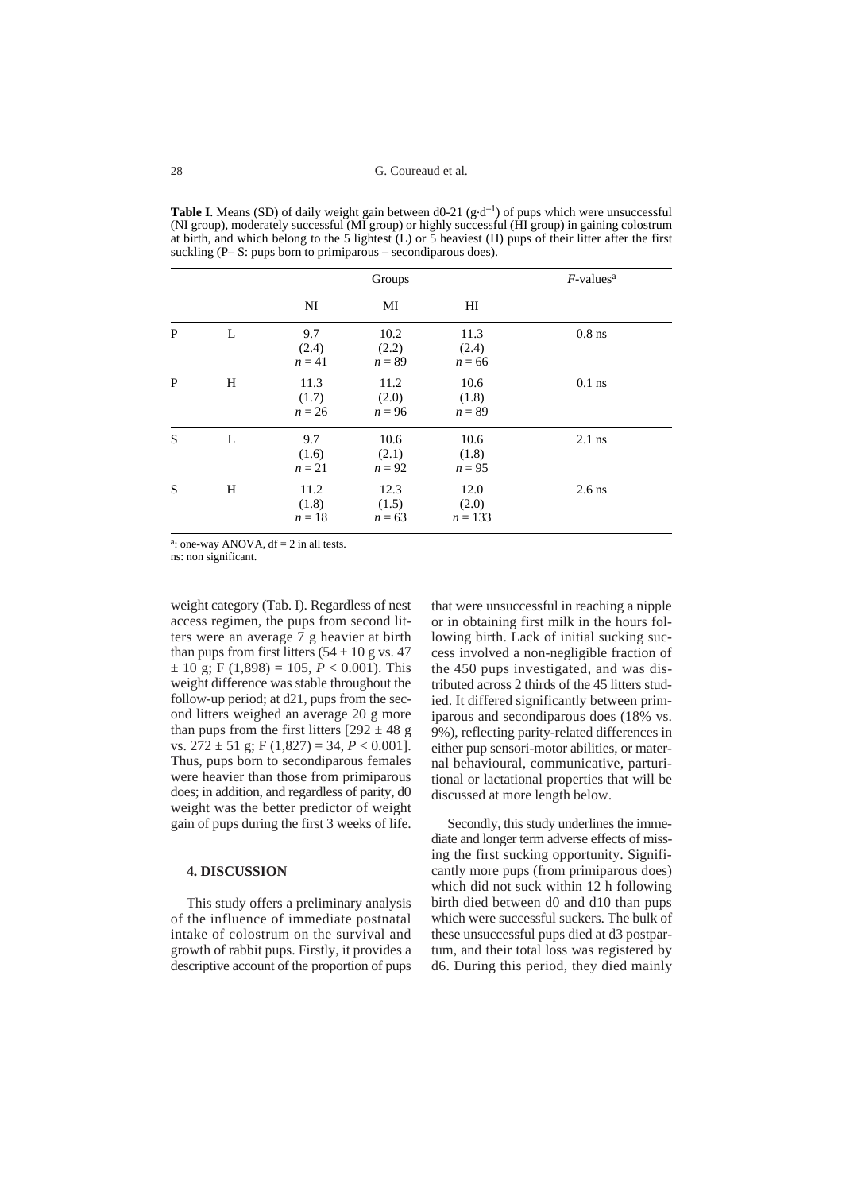**Table I**. Means (SD) of daily weight gain between d0-21 ($g \cdot d^{-1}$) of pups which were unsuccessful (NI group), moderately successful (MI group) or highly successful (HI group) in gaining colostrum at birth, and which belong to the 5 lightest (L) or 5 heaviest (H) pups of their litter after the first suckling (P– S: pups born to primiparous – secondiparous does).

| | | Groups | | | *F*-values[a] |
|---|---|---|---|---|---|
| | | NI | MI | HI | |
| P | L | 9.7 (2.4) $n = 41$ | 10.2 (2.2) $n = 89$ | 11.3 (2.4) $n = 66$ | 0.8 ns |
| P | H | 11.3 (1.7) $n = 26$ | 11.2 (2.0) $n = 96$ | 10.6 (1.8) $n = 89$ | 0.1 ns |
| S | L | 9.7 (1.6) $n = 21$ | 10.6 (2.1) $n = 92$ | 10.6 (1.8) $n = 95$ | 2.1 ns |
| S | H | 11.2 (1.8) $n = 18$ | 12.3 (1.5) $n = 63$ | 12.0 (2.0) $n = 133$ | 2.6 ns |

[a]: one-way ANOVA, df = 2 in all tests.
ns: non significant.

weight category (Tab. I). Regardless of nest access regimen, the pups from second litters were an average 7 g heavier at birth than pups from first litters (54 ± 10 g vs. 47 ± 10 g; $F(1,898) = 105$, $P < 0.001$). This weight difference was stable throughout the follow-up period; at d21, pups from the second litters weighed an average 20 g more than pups from the first litters [292 ± 48 g vs. 272 ± 51 g; $F(1,827) = 34$, $P < 0.001$]. Thus, pups born to secondiparous females were heavier than those from primiparous does; in addition, and regardless of parity, d0 weight was the better predictor of weight gain of pups during the first 3 weeks of life.

## 4. DISCUSSION

This study offers a preliminary analysis of the influence of immediate postnatal intake of colostrum on the survival and growth of rabbit pups. Firstly, it provides a descriptive account of the proportion of pups that were unsuccessful in reaching a nipple or in obtaining first milk in the hours following birth. Lack of initial sucking success involved a non-negligible fraction of the 450 pups investigated, and was distributed across 2 thirds of the 45 litters studied. It differed significantly between primiparous and secondiparous does (18% vs. 9%), reflecting parity-related differences in either pup sensori-motor abilities, or maternal behavioural, communicative, parturitional or lactational properties that will be discussed at more length below.

Secondly, this study underlines the immediate and longer term adverse effects of missing the first sucking opportunity. Significantly more pups (from primiparous does) which did not suck within 12 h following birth died between d0 and d10 than pups which were successful suckers. The bulk of these unsuccessful pups died at d3 postpartum, and their total loss was registered by d6. During this period, they died mainly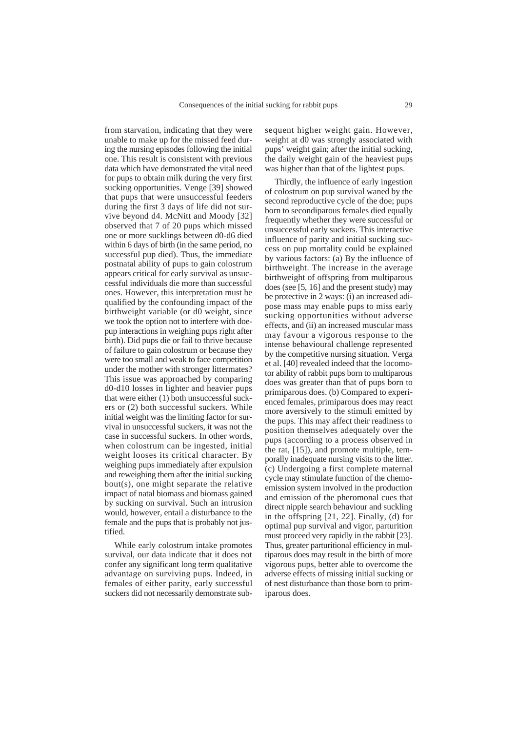from starvation, indicating that they were unable to make up for the missed feed during the nursing episodes following the initial one. This result is consistent with previous data which have demonstrated the vital need for pups to obtain milk during the very first sucking opportunities. Venge [39] showed that pups that were unsuccessful feeders during the first 3 days of life did not survive beyond d4. McNitt and Moody [32] observed that 7 of 20 pups which missed one or more sucklings between d0-d6 died within 6 days of birth (in the same period, no successful pup died). Thus, the immediate postnatal ability of pups to gain colostrum appears critical for early survival as unsuccessful individuals die more than successful ones. However, this interpretation must be qualified by the confounding impact of the birthweight variable (or d0 weight, since we took the option not to interfere with doe-pup interactions in weighing pups right after birth). Did pups die or fail to thrive because of failure to gain colostrum or because they were too small and weak to face competition under the mother with stronger littermates? This issue was approached by comparing d0-d10 losses in lighter and heavier pups that were either (1) both unsuccessful suckers or (2) both successful suckers. While initial weight was the limiting factor for survival in unsuccessful suckers, it was not the case in successful suckers. In other words, when colostrum can be ingested, initial weight looses its critical character. By weighing pups immediately after expulsion and reweighing them after the initial sucking bout(s), one might separate the relative impact of natal biomass and biomass gained by sucking on survival. Such an intrusion would, however, entail a disturbance to the female and the pups that is probably not justified.

While early colostrum intake promotes survival, our data indicate that it does not confer any significant long term qualitative advantage on surviving pups. Indeed, in females of either parity, early successful suckers did not necessarily demonstrate subsequent higher weight gain. However, weight at d0 was strongly associated with pups' weight gain; after the initial sucking, the daily weight gain of the heaviest pups was higher than that of the lightest pups.

Thirdly, the influence of early ingestion of colostrum on pup survival waned by the second reproductive cycle of the doe; pups born to secondiparous females died equally frequently whether they were successful or unsuccessful early suckers. This interactive influence of parity and initial sucking success on pup mortality could be explained by various factors: (a) By the influence of birthweight. The increase in the average birthweight of offspring from multiparous does (see [5, 16] and the present study) may be protective in 2 ways: (i) an increased adipose mass may enable pups to miss early sucking opportunities without adverse effects, and (ii) an increased muscular mass may favour a vigorous response to the intense behavioural challenge represented by the competitive nursing situation. Verga et al. [40] revealed indeed that the locomotor ability of rabbit pups born to multiparous does was greater than that of pups born to primiparous does. (b) Compared to experienced females, primiparous does may react more aversively to the stimuli emitted by the pups. This may affect their readiness to position themselves adequately over the pups (according to a process observed in the rat, [15]), and promote multiple, temporally inadequate nursing visits to the litter. (c) Undergoing a first complete maternal cycle may stimulate function of the chemo-emission system involved in the production and emission of the pheromonal cues that direct nipple search behaviour and suckling in the offspring [21, 22]. Finally, (d) for optimal pup survival and vigor, parturition must proceed very rapidly in the rabbit [23]. Thus, greater parturitional efficiency in multiparous does may result in the birth of more vigorous pups, better able to overcome the adverse effects of missing initial sucking or of nest disturbance than those born to primiparous does.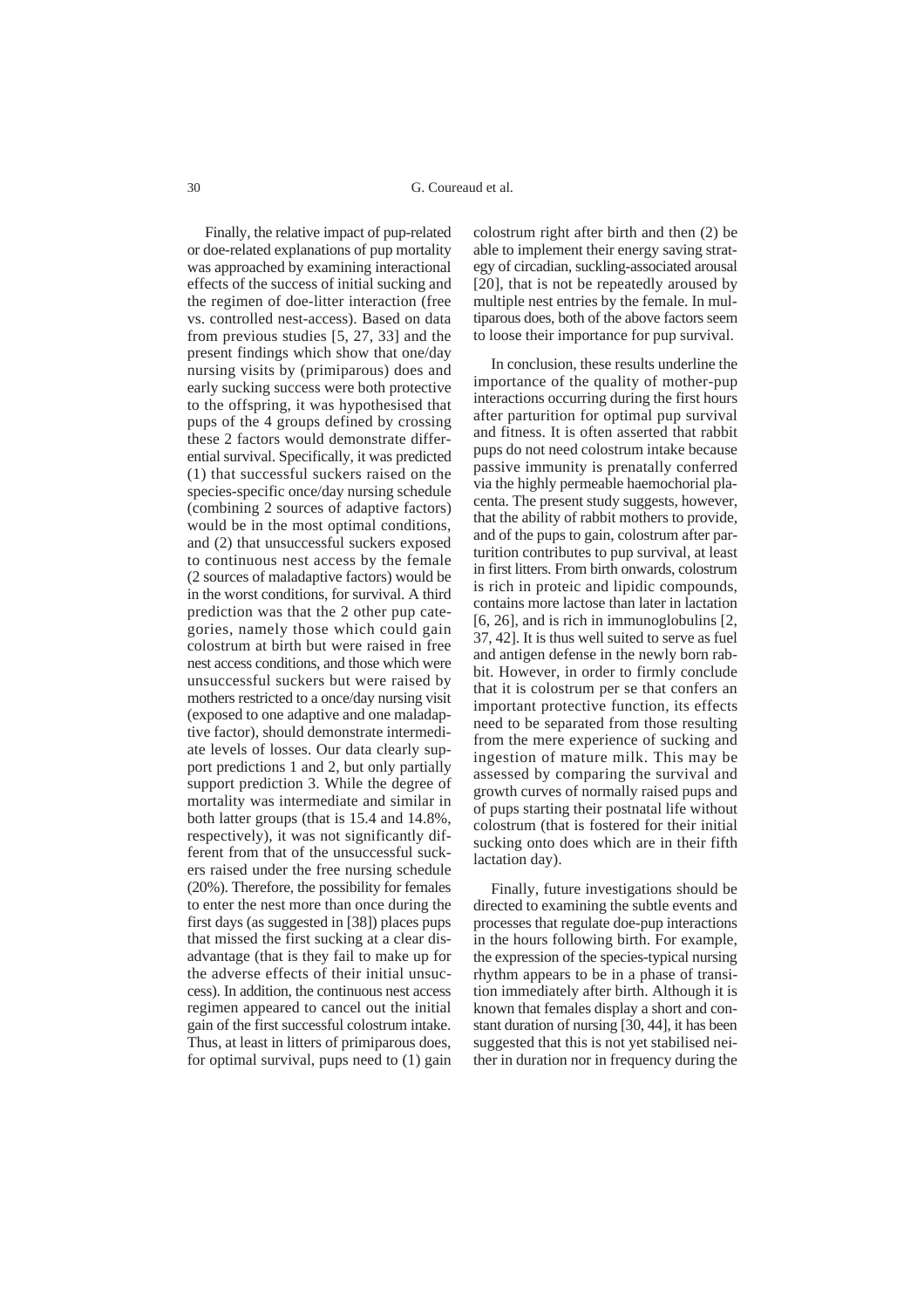Finally, the relative impact of pup-related or doe-related explanations of pup mortality was approached by examining interactional effects of the success of initial sucking and the regimen of doe-litter interaction (free vs. controlled nest-access). Based on data from previous studies [5, 27, 33] and the present findings which show that one/day nursing visits by (primiparous) does and early sucking success were both protective to the offspring, it was hypothesised that pups of the 4 groups defined by crossing these 2 factors would demonstrate differential survival. Specifically, it was predicted (1) that successful suckers raised on the species-specific once/day nursing schedule (combining 2 sources of adaptive factors) would be in the most optimal conditions, and (2) that unsuccessful suckers exposed to continuous nest access by the female (2 sources of maladaptive factors) would be in the worst conditions, for survival. A third prediction was that the 2 other pup categories, namely those which could gain colostrum at birth but were raised in free nest access conditions, and those which were unsuccessful suckers but were raised by mothers restricted to a once/day nursing visit (exposed to one adaptive and one maladaptive factor), should demonstrate intermediate levels of losses. Our data clearly support predictions 1 and 2, but only partially support prediction 3. While the degree of mortality was intermediate and similar in both latter groups (that is 15.4 and 14.8%, respectively), it was not significantly different from that of the unsuccessful suckers raised under the free nursing schedule (20%). Therefore, the possibility for females to enter the nest more than once during the first days (as suggested in [38]) places pups that missed the first sucking at a clear disadvantage (that is they fail to make up for the adverse effects of their initial unsuccess). In addition, the continuous nest access regimen appeared to cancel out the initial gain of the first successful colostrum intake. Thus, at least in litters of primiparous does, for optimal survival, pups need to (1) gain colostrum right after birth and then (2) be able to implement their energy saving strategy of circadian, suckling-associated arousal [20], that is not be repeatedly aroused by multiple nest entries by the female. In multiparous does, both of the above factors seem to loose their importance for pup survival.

In conclusion, these results underline the importance of the quality of mother-pup interactions occurring during the first hours after parturition for optimal pup survival and fitness. It is often asserted that rabbit pups do not need colostrum intake because passive immunity is prenatally conferred via the highly permeable haemochorial placenta. The present study suggests, however, that the ability of rabbit mothers to provide, and of the pups to gain, colostrum after parturition contributes to pup survival, at least in first litters. From birth onwards, colostrum is rich in proteic and lipidic compounds, contains more lactose than later in lactation [6, 26], and is rich in immunoglobulins [2, 37, 42]. It is thus well suited to serve as fuel and antigen defense in the newly born rabbit. However, in order to firmly conclude that it is colostrum per se that confers an important protective function, its effects need to be separated from those resulting from the mere experience of sucking and ingestion of mature milk. This may be assessed by comparing the survival and growth curves of normally raised pups and of pups starting their postnatal life without colostrum (that is fostered for their initial sucking onto does which are in their fifth lactation day).

Finally, future investigations should be directed to examining the subtle events and processes that regulate doe-pup interactions in the hours following birth. For example, the expression of the species-typical nursing rhythm appears to be in a phase of transition immediately after birth. Although it is known that females display a short and constant duration of nursing [30, 44], it has been suggested that this is not yet stabilised neither in duration nor in frequency during the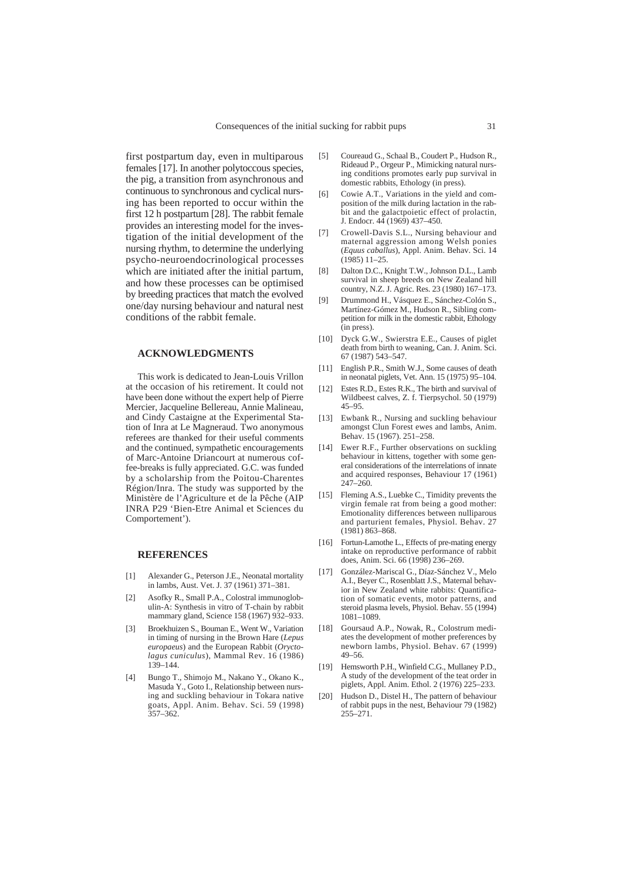first postpartum day, even in multiparous females [17]. In another polytoccous species, the pig, a transition from asynchronous and continuous to synchronous and cyclical nursing has been reported to occur within the first 12 h postpartum [28]. The rabbit female provides an interesting model for the investigation of the initial development of the nursing rhythm, to determine the underlying psycho-neuroendocrinological processes which are initiated after the initial partum, and how these processes can be optimised by breeding practices that match the evolved one/day nursing behaviour and natural nest conditions of the rabbit female.

## ACKNOWLEDGMENTS

This work is dedicated to Jean-Louis Vrillon at the occasion of his retirement. It could not have been done without the expert help of Pierre Mercier, Jacqueline Bellereau, Annie Malineau, and Cindy Castaigne at the Experimental Station of Inra at Le Magneraud. Two anonymous referees are thanked for their useful comments and the continued, sympathetic encouragements of Marc-Antoine Driancourt at numerous coffee-breaks is fully appreciated. G.C. was funded by a scholarship from the Poitou-Charentes Région/Inra. The study was supported by the Ministère de l'Agriculture et de la Pêche (AIP INRA P29 'Bien-Etre Animal et Sciences du Comportement').

## REFERENCES

[1] Alexander G., Peterson J.E., Neonatal mortality in lambs, Aust. Vet. J. 37 (1961) 371–381.

[2] Asofky R., Small P.A., Colostral immunoglobulin-A: Synthesis in vitro of T-chain by rabbit mammary gland, Science 158 (1967) 932–933.

[3] Broekhuizen S., Bouman E., Went W., Variation in timing of nursing in the Brown Hare (*Lepus europaeus*) and the European Rabbit (*Oryctolagus cuniculus*), Mammal Rev. 16 (1986) 139–144.

[4] Bungo T., Shimojo M., Nakano Y., Okano K., Masuda Y., Goto I., Relationship between nursing and suckling behaviour in Tokara native goats, Appl. Anim. Behav. Sci. 59 (1998) 357–362.

[5] Coureaud G., Schaal B., Coudert P., Hudson R., Rideaud P., Orgeur P., Mimicking natural nursing conditions promotes early pup survival in domestic rabbits, Ethology (in press).

[6] Cowie A.T., Variations in the yield and composition of the milk during lactation in the rabbit and the galactpoietic effect of prolactin, J. Endocr. 44 (1969) 437–450.

[7] Crowell-Davis S.L., Nursing behaviour and maternal aggression among Welsh ponies (*Equus caballus*), Appl. Anim. Behav. Sci. 14 (1985) 11–25.

[8] Dalton D.C., Knight T.W., Johnson D.L., Lamb survival in sheep breeds on New Zealand hill country, N.Z. J. Agric. Res. 23 (1980) 167–173.

[9] Drummond H., Vásquez E., Sánchez-Colón S., Martínez-Gómez M., Hudson R., Sibling competition for milk in the domestic rabbit, Ethology (in press).

[10] Dyck G.W., Swierstra E.E., Causes of piglet death from birth to weaning, Can. J. Anim. Sci. 67 (1987) 543–547.

[11] English P.R., Smith W.J., Some causes of death in neonatal piglets, Vet. Ann. 15 (1975) 95–104.

[12] Estes R.D., Estes R.K., The birth and survival of Wildbeest calves, Z. f. Tierpsychol. 50 (1979) 45–95.

[13] Ewbank R., Nursing and suckling behaviour amongst Clun Forest ewes and lambs, Anim. Behav. 15 (1967). 251–258.

[14] Ewer R.F., Further observations on suckling behaviour in kittens, together with some general considerations of the interrelations of innate and acquired responses, Behaviour 17 (1961) 247–260.

[15] Fleming A.S., Luebke C., Timidity prevents the virgin female rat from being a good mother: Emotionality differences between nulliparous and parturient females, Physiol. Behav. 27 (1981) 863–868.

[16] Fortun-Lamothe L., Effects of pre-mating energy intake on reproductive performance of rabbit does, Anim. Sci. 66 (1998) 236–269.

[17] González-Mariscal G., Díaz-Sánchez V., Melo A.I., Beyer C., Rosenblatt J.S., Maternal behavior in New Zealand white rabbits: Quantification of somatic events, motor patterns, and steroid plasma levels, Physiol. Behav. 55 (1994) 1081–1089.

[18] Goursaud A.P., Nowak, R., Colostrum mediates the development of mother preferences by newborn lambs, Physiol. Behav. 67 (1999) 49–56.

[19] Hemsworth P.H., Winfield C.G., Mullaney P.D., A study of the development of the teat order in piglets, Appl. Anim. Ethol. 2 (1976) 225–233.

[20] Hudson D., Distel H., The pattern of behaviour of rabbit pups in the nest, Behaviour 79 (1982) 255–271.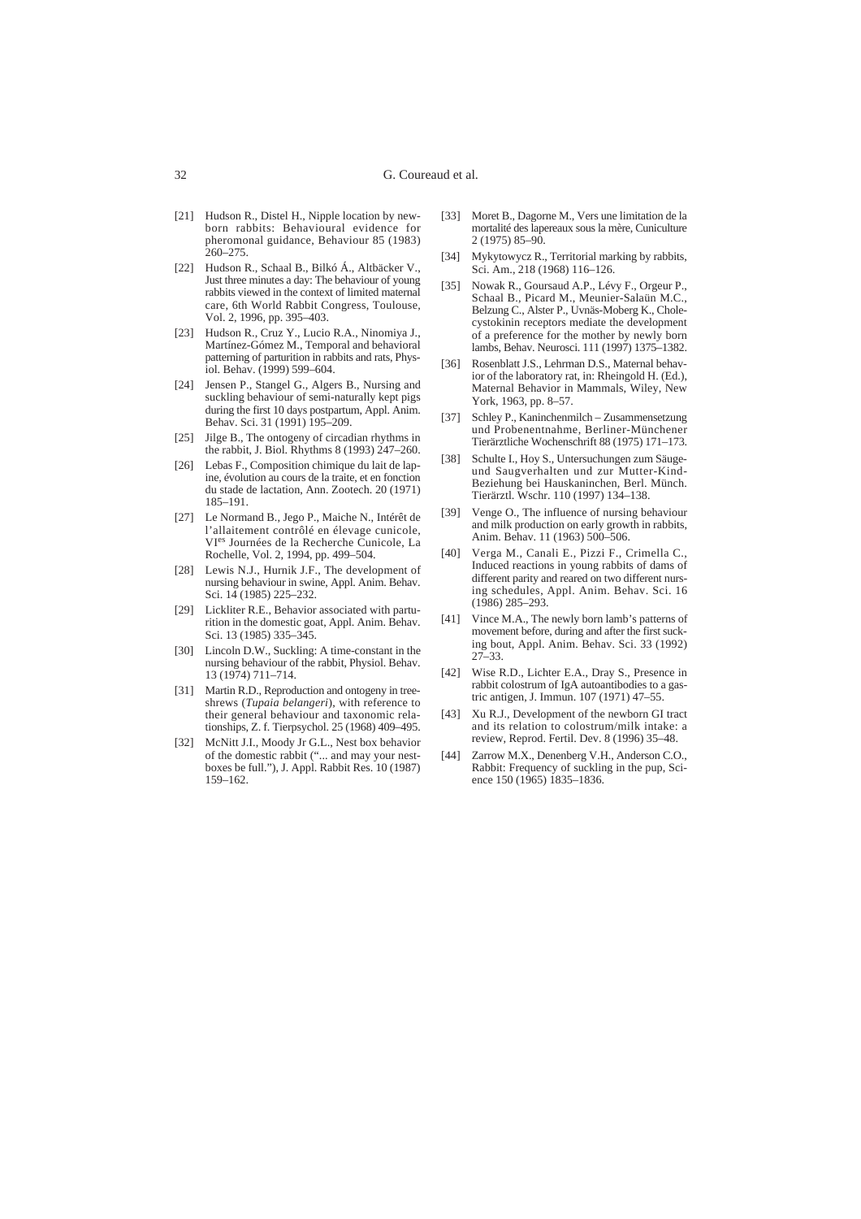[21] Hudson R., Distel H., Nipple location by newborn rabbits: Behavioural evidence for pheromonal guidance, Behaviour 85 (1983) 260–275.

[22] Hudson R., Schaal B., Bilkó Á., Altbäcker V., Just three minutes a day: The behaviour of young rabbits viewed in the context of limited maternal care, 6th World Rabbit Congress, Toulouse, Vol. 2, 1996, pp. 395–403.

[23] Hudson R., Cruz Y., Lucio R.A., Ninomiya J., Martínez-Gómez M., Temporal and behavioral patterning of parturition in rabbits and rats, Physiol. Behav. (1999) 599–604.

[24] Jensen P., Stangel G., Algers B., Nursing and suckling behaviour of semi-naturally kept pigs during the first 10 days postpartum, Appl. Anim. Behav. Sci. 31 (1991) 195–209.

[25] Jilge B., The ontogeny of circadian rhythms in the rabbit, J. Biol. Rhythms 8 (1993) 247–260.

[26] Lebas F., Composition chimique du lait de lapine, évolution au cours de la traite, et en fonction du stade de lactation, Ann. Zootech. 20 (1971) 185–191.

[27] Le Normand B., Jego P., Maiche N., Intérêt de l'allaitement contrôlé en élevage cunicole, VI[es] Journées de la Recherche Cunicole, La Rochelle, Vol. 2, 1994, pp. 499–504.

[28] Lewis N.J., Hurnik J.F., The development of nursing behaviour in swine, Appl. Anim. Behav. Sci. 14 (1985) 225–232.

[29] Lickliter R.E., Behavior associated with parturition in the domestic goat, Appl. Anim. Behav. Sci. 13 (1985) 335–345.

[30] Lincoln D.W., Suckling: A time-constant in the nursing behaviour of the rabbit, Physiol. Behav. 13 (1974) 711–714.

[31] Martin R.D., Reproduction and ontogeny in tree-shrews (*Tupaia belangeri*), with reference to their general behaviour and taxonomic relationships, Z. f. Tierpsychol. 25 (1968) 409–495.

[32] McNitt J.I., Moody Jr G.L., Nest box behavior of the domestic rabbit ("... and may your nest-boxes be full."), J. Appl. Rabbit Res. 10 (1987) 159–162.

[33] Moret B., Dagorne M., Vers une limitation de la mortalité des lapereaux sous la mère, Cuniculture 2 (1975) 85–90.

[34] Mykytowycz R., Territorial marking by rabbits, Sci. Am., 218 (1968) 116–126.

[35] Nowak R., Goursaud A.P., Lévy F., Orgeur P., Schaal B., Picard M., Meunier-Salaün M.C., Belzung C., Alster P., Uvnäs-Moberg K., Cholecystokinin receptors mediate the development of a preference for the mother by newly born lambs, Behav. Neurosci. 111 (1997) 1375–1382.

[36] Rosenblatt J.S., Lehrman D.S., Maternal behavior of the laboratory rat, in: Rheingold H. (Ed.), Maternal Behavior in Mammals, Wiley, New York, 1963, pp. 8–57.

[37] Schley P., Kaninchenmilch – Zusammensetzung und Probenentnahme, Berliner-Münchener Tierärztliche Wochenschrift 88 (1975) 171–173.

[38] Schulte I., Hoy S., Untersuchungen zum Säuge- und Saugverhalten und zur Mutter-Kind-Beziehung bei Hauskaninchen, Berl. Münch. Tierärztl. Wschr. 110 (1997) 134–138.

[39] Venge O., The influence of nursing behaviour and milk production on early growth in rabbits, Anim. Behav. 11 (1963) 500–506.

[40] Verga M., Canali E., Pizzi F., Crimella C., Induced reactions in young rabbits of dams of different parity and reared on two different nursing schedules, Appl. Anim. Behav. Sci. 16 (1986) 285–293.

[41] Vince M.A., The newly born lamb's patterns of movement before, during and after the first sucking bout, Appl. Anim. Behav. Sci. 33 (1992) 27–33.

[42] Wise R.D., Lichter E.A., Dray S., Presence in rabbit colostrum of IgA autoantibodies to a gastric antigen, J. Immun. 107 (1971) 47–55.

[43] Xu R.J., Development of the newborn GI tract and its relation to colostrum/milk intake: a review, Reprod. Fertil. Dev. 8 (1996) 35–48.

[44] Zarrow M.X., Denenberg V.H., Anderson C.O., Rabbit: Frequency of suckling in the pup, Science 150 (1965) 1835–1836.